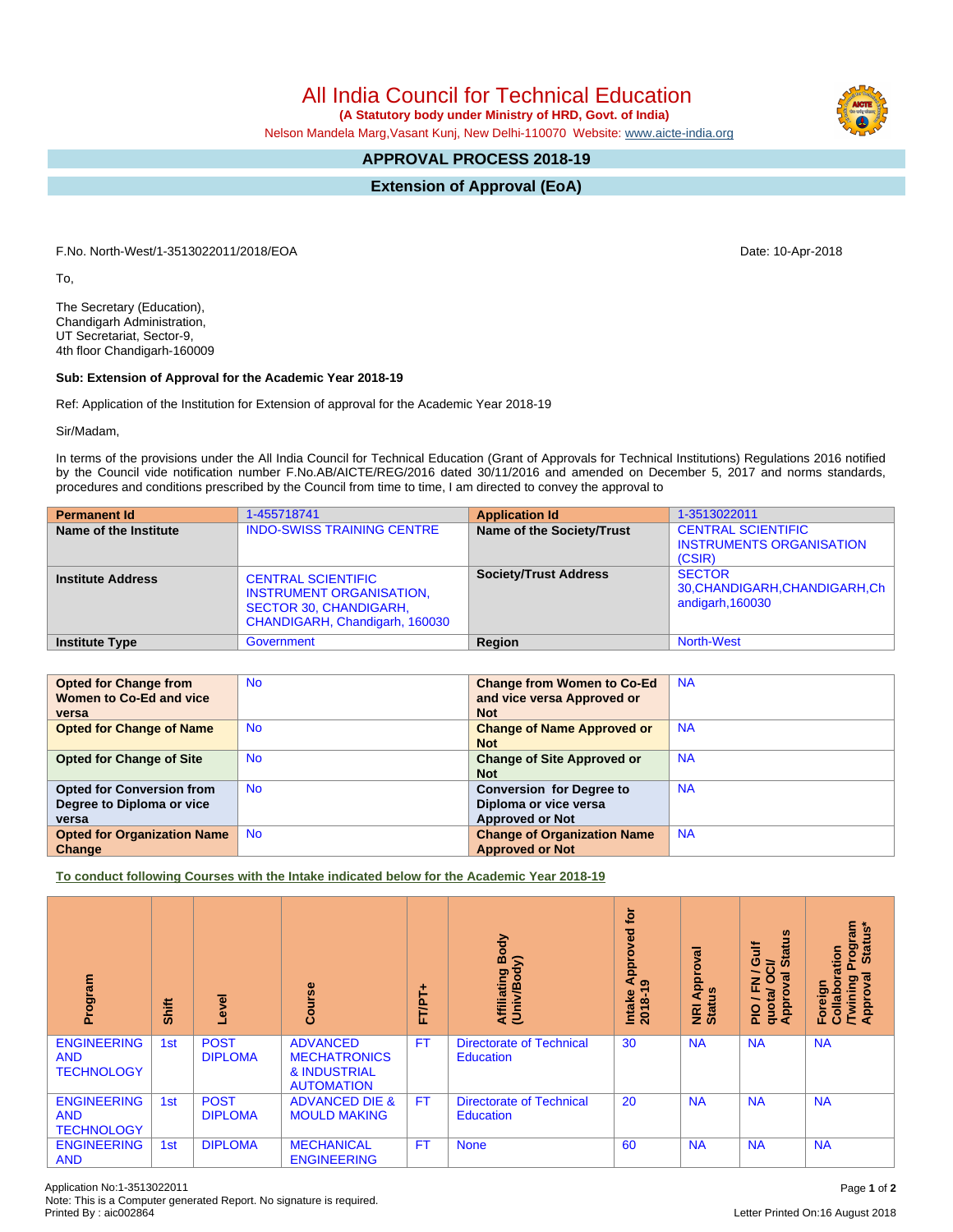# All India Council for Technical Education

**(A Statutory body under Ministry of HRD, Govt. of India)**

Nelson Mandela Marg,Vasant Kunj, New Delhi-110070 Website: www.aicte-india.org

## APPROVAL PROCESS 2018-19

## Extension of Approval (EoA)

F.No. North-West/1-3513022011/2018/EOA

Date: 10-Apr-2018

To,

The Secretary (Education),
Chandigarh Administration,
UT Secretariat, Sector-9,
4th floor Chandigarh-160009

**Sub: Extension of Approval for the Academic Year 2018-19**

Ref: Application of the Institution for Extension of approval for the Academic Year 2018-19

Sir/Madam,

In terms of the provisions under the All India Council for Technical Education (Grant of Approvals for Technical Institutions) Regulations 2016 notified by the Council vide notification number F.No.AB/AICTE/REG/2016 dated 30/11/2016 and amended on December 5, 2017 and norms standards, procedures and conditions prescribed by the Council from time to time, I am directed to convey the approval to

| **Permanent Id** | 1-455718741 | **Application Id** | 1-3513022011 |
|---|---|---|---|
| **Name of the Institute** | INDO-SWISS TRAINING CENTRE | **Name of the Society/Trust** | CENTRAL SCIENTIFIC INSTRUMENTS ORGANISATION (CSIR) |
| **Institute Address** | CENTRAL SCIENTIFIC INSTRUMENT ORGANISATION, SECTOR 30, CHANDIGARH, CHANDIGARH, Chandigarh, 160030 | **Society/Trust Address** | SECTOR 30,CHANDIGARH,CHANDIGARH,Chandigarh,160030 |
| **Institute Type** | Government | **Region** | North-West |

| **Opted for Change from Women to Co-Ed and vice versa** | No | **Change from Women to Co-Ed and vice versa Approved or Not** | NA |
|---|---|---|---|
| **Opted for Change of Name** | No | **Change of Name Approved or Not** | NA |
| **Opted for Change of Site** | No | **Change of Site Approved or Not** | NA |
| **Opted for Conversion from Degree to Diploma or vice versa** | No | **Conversion for Degree to Diploma or vice versa Approved or Not** | NA |
| **Opted for Organization Name Change** | No | **Change of Organization Name Approved or Not** | NA |

**To conduct following Courses with the Intake indicated below for the Academic Year 2018-19**

| Program | Shift | Level | Course | FT/PT+ | Affiliating Body (Univ/Body) | Intake Approved for 2018-19 | NRI Approval Status | PIO / FN / Gulf quota/ OCI/ Approval Status | Foreign Collaboration /Twining Program Approval Status* |
|---|---|---|---|---|---|---|---|---|---|
| ENGINEERING AND TECHNOLOGY | 1st | POST DIPLOMA | ADVANCED MECHATRONICS & INDUSTRIAL AUTOMATION | FT | Directorate of Technical Education | 30 | NA | NA | NA |
| ENGINEERING AND TECHNOLOGY | 1st | POST DIPLOMA | ADVANCED DIE & MOULD MAKING | FT | Directorate of Technical Education | 20 | NA | NA | NA |
| ENGINEERING AND | 1st | DIPLOMA | MECHANICAL ENGINEERING | FT | None | 60 | NA | NA | NA |

Application No:1-3513022011
Note: This is a Computer generated Report. No signature is required.
Printed By : aic002864

Letter Printed On:16 August 2018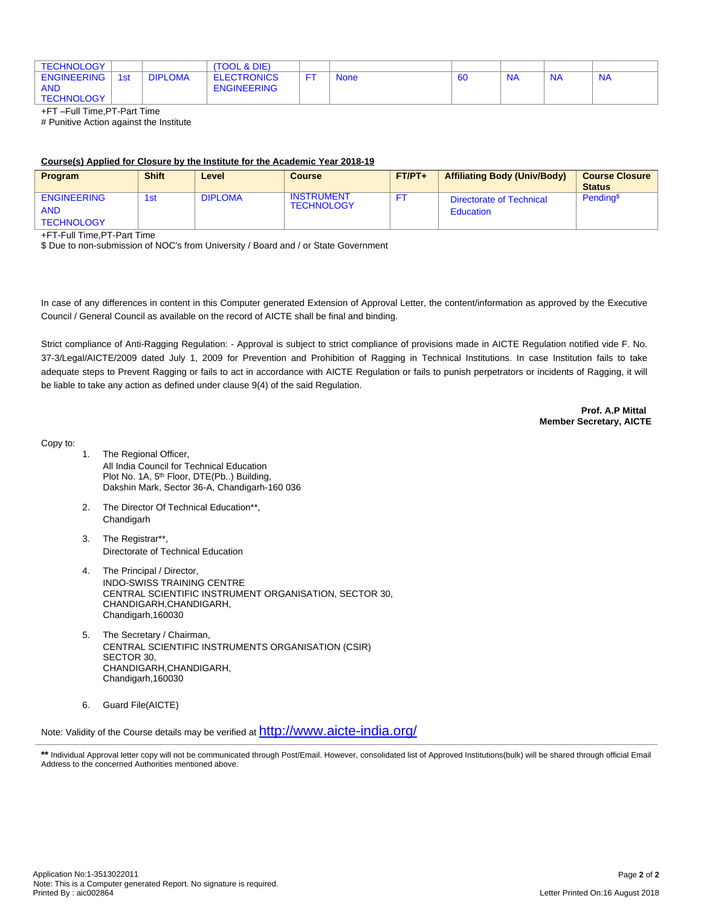| | | | | | | | | | |
|---|---|---|---|---|---|---|---|---|---|
| TECHNOLOGY | | | (TOOL & DIE) | | | | | | |
| ENGINEERING AND TECHNOLOGY | 1st | DIPLOMA | ELECTRONICS ENGINEERING | FT | None | 60 | NA | NA | NA |

+FT –Full Time,PT-Part Time

# Punitive Action against the Institute

**Course(s) Applied for Closure by the Institute for the Academic Year 2018-19**

| Program | Shift | Level | Course | FT/PT+ | Affiliating Body (Univ/Body) | Course Closure Status |
|---|---|---|---|---|---|---|
| ENGINEERING AND TECHNOLOGY | 1st | DIPLOMA | INSTRUMENT TECHNOLOGY | FT | Directorate of Technical Education | Pending$ |

+FT-Full Time,PT-Part Time

$ Due to non-submission of NOC's from University / Board and / or State Government

In case of any differences in content in this Computer generated Extension of Approval Letter, the content/information as approved by the Executive Council / General Council as available on the record of AICTE shall be final and binding.

Strict compliance of Anti-Ragging Regulation: - Approval is subject to strict compliance of provisions made in AICTE Regulation notified vide F. No. 37-3/Legal/AICTE/2009 dated July 1, 2009 for Prevention and Prohibition of Ragging in Technical Institutions. In case Institution fails to take adequate steps to Prevent Ragging or fails to act in accordance with AICTE Regulation or fails to punish perpetrators or incidents of Ragging, it will be liable to take any action as defined under clause 9(4) of the said Regulation.

**Prof. A.P Mittal**
**Member Secretary, AICTE**

Copy to:

1. The Regional Officer,
   All India Council for Technical Education
   Plot No. 1A, 5th Floor, DTE(Pb..) Building,
   Dakshin Mark, Sector 36-A, Chandigarh-160 036

2. The Director Of Technical Education**,
   Chandigarh

3. The Registrar**,
   Directorate of Technical Education

4. The Principal / Director,
   INDO-SWISS TRAINING CENTRE
   CENTRAL SCIENTIFIC INSTRUMENT ORGANISATION, SECTOR 30,
   CHANDIGARH,CHANDIGARH,
   Chandigarh,160030

5. The Secretary / Chairman,
   CENTRAL SCIENTIFIC INSTRUMENTS ORGANISATION (CSIR)
   SECTOR 30,
   CHANDIGARH,CHANDIGARH,
   Chandigarh,160030

6. Guard File(AICTE)

Note: Validity of the Course details may be verified at http://www.aicte-india.org/

** Individual Approval letter copy will not be communicated through Post/Email. However, consolidated list of Approved Institutions(bulk) will be shared through official Email Address to the concerned Authorities mentioned above.

Application No:1-3513022011
Note: This is a Computer generated Report. No signature is required.
Printed By : aic002864

Letter Printed On:16 August 2018